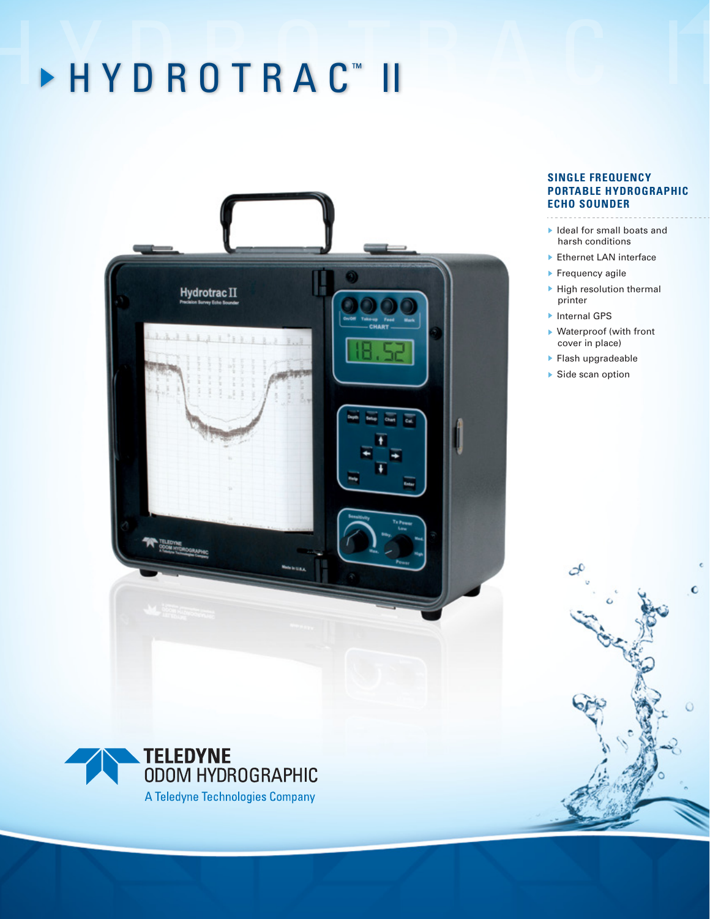# HYDROTRAC™ II

## SINGLE FREQUENCY PORTABLE HYDROGRAPHIC ECHO SOUNDER

- Ideal for small boats and harsh conditions
- Ethernet LAN interface
- Frequency agile
- High resolution thermal printer
- Internal GPS
- Waterproof (with front cover in place)
- Flash upgradeable
- Side scan option

TELEDYNE ODOM HYDROGRAPHIC
A Teledyne Technologies Company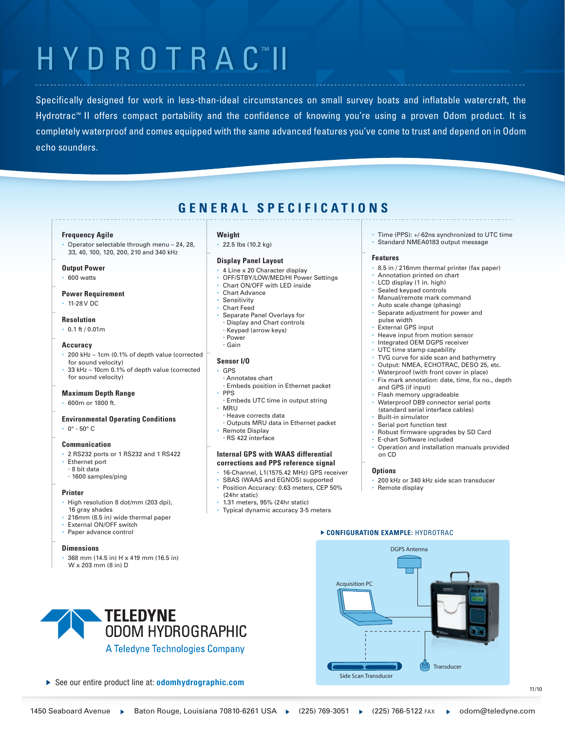# HYDROTRAC™ II

Specifically designed for work in less-than-ideal circumstances on small survey boats and inflatable watercraft, the Hydrotrac™ II offers compact portability and the confidence of knowing you're using a proven Odom product. It is completely waterproof and comes equipped with the same advanced features you've come to trust and depend on in Odom echo sounders.

## GENERAL SPECIFICATIONS

### Frequency Agile

- Operator selectable through menu – 24, 28, 33, 40, 100, 120, 200, 210 and 340 kHz

### Output Power

- 600 watts

### Power Requirement

- 11-28 V DC

### Resolution

- 0.1 ft / 0.01m

### Accuracy

- 200 kHz – 1cm (0.1% of depth value (corrected for sound velocity)
- 33 kHz – 10cm 0.1% of depth value (corrected for sound velocity)

### Maximum Depth Range

- 600m or 1800 ft.

### Environmental Operating Conditions

- 0° - 50° C

### Communication

- 2 RS232 ports or 1 RS232 and 1 RS422
- Ethernet port
  - 8 bit data
  - 1600 samples/ping

### Printer

- High resolution 8 dot/mm (203 dpi), 16 gray shades
- 216mm (8.5 in) wide thermal paper
- External ON/OFF switch
- Paper advance control

### Dimensions

- 368 mm (14.5 in) H x 419 mm (16.5 in) W x 203 mm (8 in) D

### Weight

- 22.5 lbs (10.2 kg)

### Display Panel Layout

- 4 Line x 20 Character display
- OFF/STBY/LOW/MED/HI Power Settings
- Chart ON/OFF with LED inside
- Chart Advance
- Sensitivity
- Chart Feed
- Separate Panel Overlays for
  - Display and Chart controls
  - Keypad (arrow keys)
  - Power
  - Gain

### Sensor I/O

- GPS
  - Annotates chart
  - Embeds position in Ethernet packet
- PPS
  - Embeds UTC time in output string
- MRU
  - Heave corrects data
  - Outputs MRU data in Ethernet packet
- Remote Display
  - RS 422 interface

### Internal GPS with WAAS differential corrections and PPS reference signal

- 16-Channel, L1(1575.42 MHz) GPS receiver
- SBAS (WAAS and EGNOS) supported
- Position Accuracy: 0.63 meters, CEP 50% (24hr static)
- 1.31 meters, 95% (24hr static)
- Typical dynamic accuracy 3-5 meters
- Time (PPS): +/-62ns synchronized to UTC time
- Standard NMEA0183 output message

### Features

- 8.5 in / 216mm thermal printer (fax paper)
- Annotation printed on chart
- LCD display (1 in. high)
- Sealed keypad controls
- Manual/remote mark command
- Auto scale change (phasing)
- Separate adjustment for power and pulse width
- External GPS input
- Heave input from motion sensor
- Integrated OEM DGPS receiver
- UTC time stamp capability
- TVG curve for side scan and bathymetry
- Output: NMEA, ECHOTRAC, DESO 25, etc.
- Waterproof (with front cover in place)
- Fix mark annotation: date, time, fix no., depth and GPS (if input)
- Flash memory upgradeable
- Waterproof DB9 connector serial ports (standard serial interface cables)
- Built-in simulator
- Serial port function test
- Robust firmware upgrades by SD Card
- E-chart Software included
- Operation and installation manuals provided on CD

### Options

- 200 kHz or 340 kHz side scan transducer
- Remote display

**CONFIGURATION EXAMPLE:** HYDROTRAC

DGPS Antenna

Acquisition PC

Transducer

Side Scan Transducer

TELEDYNE ODOM HYDROGRAPHIC
A Teledyne Technologies Company

See our entire product line at: **odomhydrographic.com**

11/10

1450 Seaboard Avenue ▸ Baton Rouge, Louisiana 70810-6261 USA ▸ (225) 769-3051 ▸ (225) 766-5122 FAX ▸ odom@teledyne.com